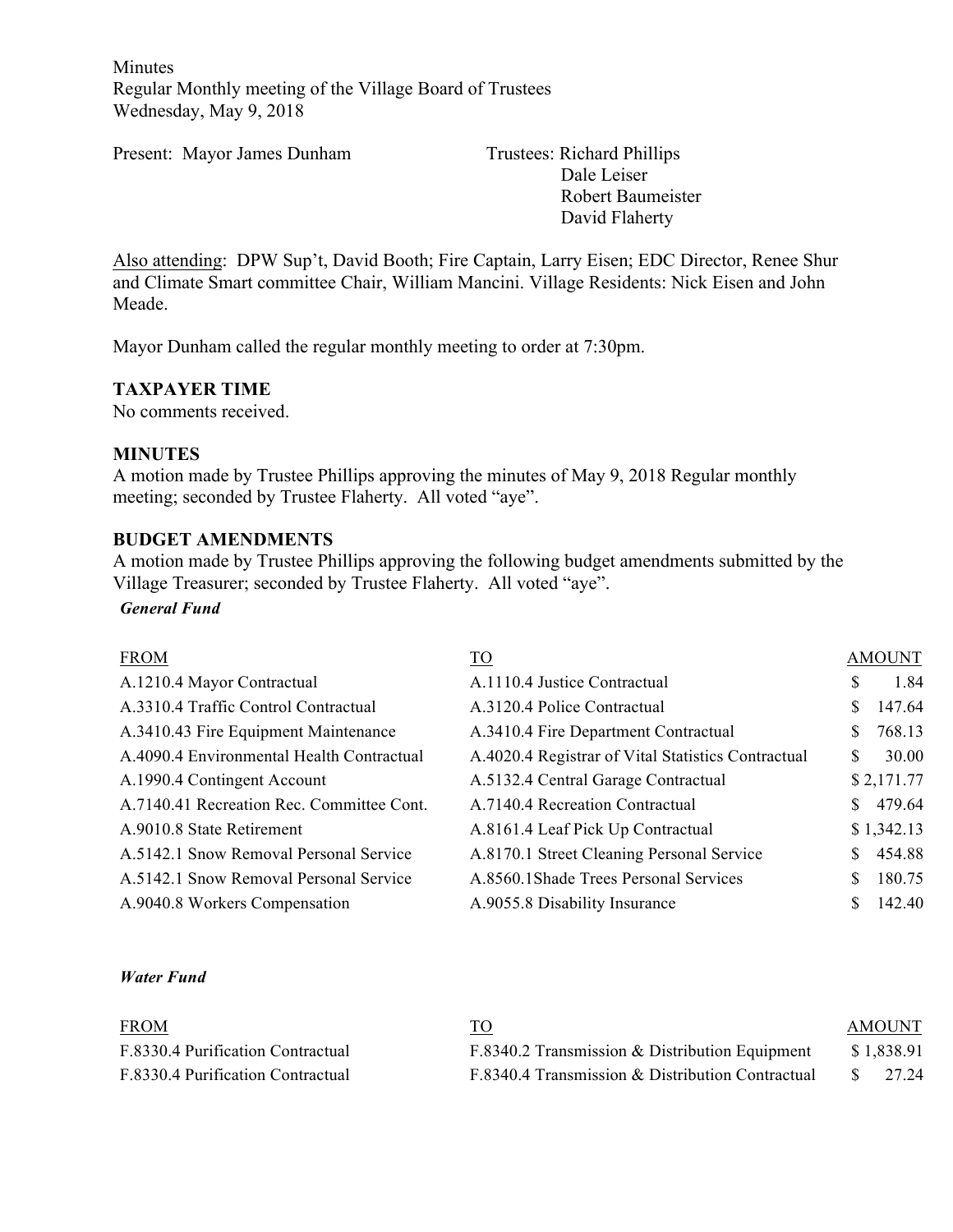Minutes
Regular Monthly meeting of the Village Board of Trustees
Wednesday, May 9, 2018

Present: Mayor James Dunham

Trustees: Richard Phillips
Dale Leiser
Robert Baumeister
David Flaherty

Also attending: DPW Sup't, David Booth; Fire Captain, Larry Eisen; EDC Director, Renee Shur and Climate Smart committee Chair, William Mancini. Village Residents: Nick Eisen and John Meade.

Mayor Dunham called the regular monthly meeting to order at 7:30pm.

**TAXPAYER TIME**
No comments received.

**MINUTES**
A motion made by Trustee Phillips approving the minutes of May 9, 2018 Regular monthly meeting; seconded by Trustee Flaherty. All voted "aye".

**BUDGET AMENDMENTS**
A motion made by Trustee Phillips approving the following budget amendments submitted by the Village Treasurer; seconded by Trustee Flaherty. All voted "aye".

***General Fund***

| FROM | TO | AMOUNT |
|---|---|---|
| A.1210.4 Mayor Contractual | A.1110.4 Justice Contractual | $ 1.84 |
| A.3310.4 Traffic Control Contractual | A.3120.4 Police Contractual | $ 147.64 |
| A.3410.43 Fire Equipment Maintenance | A.3410.4 Fire Department Contractual | $ 768.13 |
| A.4090.4 Environmental Health Contractual | A.4020.4 Registrar of Vital Statistics Contractual | $ 30.00 |
| A.1990.4 Contingent Account | A.5132.4 Central Garage Contractual | $ 2,171.77 |
| A.7140.41 Recreation Rec. Committee Cont. | A.7140.4 Recreation Contractual | $ 479.64 |
| A.9010.8 State Retirement | A.8161.4 Leaf Pick Up Contractual | $ 1,342.13 |
| A.5142.1 Snow Removal Personal Service | A.8170.1 Street Cleaning Personal Service | $ 454.88 |
| A.5142.1 Snow Removal Personal Service | A.8560.1Shade Trees Personal Services | $ 180.75 |
| A.9040.8 Workers Compensation | A.9055.8 Disability Insurance | $ 142.40 |

***Water Fund***

| FROM | TO | AMOUNT |
|---|---|---|
| F.8330.4 Purification Contractual | F.8340.2 Transmission & Distribution Equipment | $ 1,838.91 |
| F.8330.4 Purification Contractual | F.8340.4 Transmission & Distribution Contractual | $ 27.24 |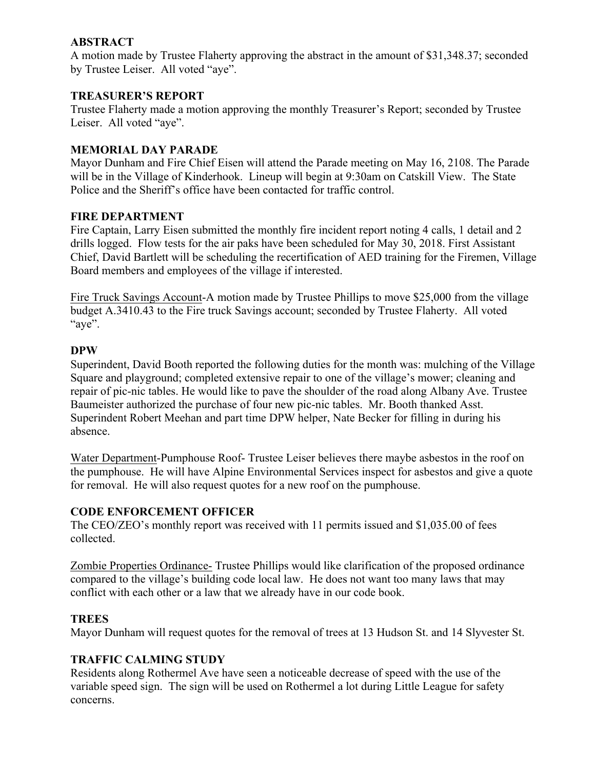## ABSTRACT

A motion made by Trustee Flaherty approving the abstract in the amount of $31,348.37; seconded by Trustee Leiser. All voted "aye".

## TREASURER'S REPORT

Trustee Flaherty made a motion approving the monthly Treasurer's Report; seconded by Trustee Leiser. All voted "aye".

## MEMORIAL DAY PARADE

Mayor Dunham and Fire Chief Eisen will attend the Parade meeting on May 16, 2108. The Parade will be in the Village of Kinderhook. Lineup will begin at 9:30am on Catskill View. The State Police and the Sheriff's office have been contacted for traffic control.

## FIRE DEPARTMENT

Fire Captain, Larry Eisen submitted the monthly fire incident report noting 4 calls, 1 detail and 2 drills logged. Flow tests for the air paks have been scheduled for May 30, 2018. First Assistant Chief, David Bartlett will be scheduling the recertification of AED training for the Firemen, Village Board members and employees of the village if interested.

Fire Truck Savings Account-A motion made by Trustee Phillips to move $25,000 from the village budget A.3410.43 to the Fire truck Savings account; seconded by Trustee Flaherty. All voted "aye".

## DPW

Superindent, David Booth reported the following duties for the month was: mulching of the Village Square and playground; completed extensive repair to one of the village's mower; cleaning and repair of pic-nic tables. He would like to pave the shoulder of the road along Albany Ave. Trustee Baumeister authorized the purchase of four new pic-nic tables. Mr. Booth thanked Asst. Superintendent Robert Meehan and part time DPW helper, Nate Becker for filling in during his absence.

Water Department-Pumphouse Roof- Trustee Leiser believes there maybe asbestos in the roof on the pumphouse. He will have Alpine Environmental Services inspect for asbestos and give a quote for removal. He will also request quotes for a new roof on the pumphouse.

## CODE ENFORCEMENT OFFICER

The CEO/ZEO's monthly report was received with 11 permits issued and $1,035.00 of fees collected.

Zombie Properties Ordinance- Trustee Phillips would like clarification of the proposed ordinance compared to the village's building code local law. He does not want too many laws that may conflict with each other or a law that we already have in our code book.

## TREES

Mayor Dunham will request quotes for the removal of trees at 13 Hudson St. and 14 Slyvester St.

## TRAFFIC CALMING STUDY

Residents along Rothermel Ave have seen a noticeable decrease of speed with the use of the variable speed sign. The sign will be used on Rothermel a lot during Little League for safety concerns.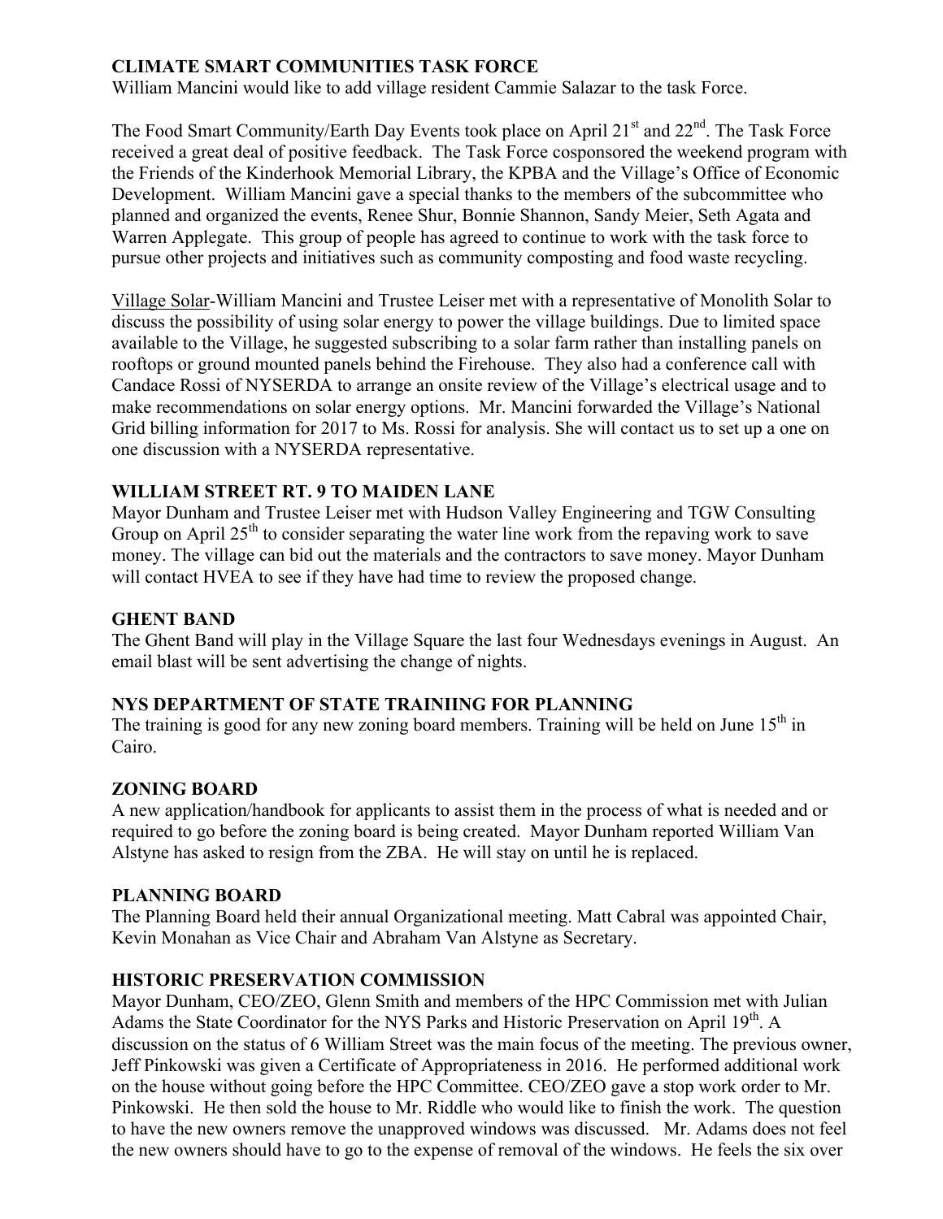## CLIMATE SMART COMMUNITIES TASK FORCE

William Mancini would like to add village resident Cammie Salazar to the task Force.

The Food Smart Community/Earth Day Events took place on April 21st and 22nd. The Task Force received a great deal of positive feedback. The Task Force cosponsored the weekend program with the Friends of the Kinderhook Memorial Library, the KPBA and the Village's Office of Economic Development. William Mancini gave a special thanks to the members of the subcommittee who planned and organized the events, Renee Shur, Bonnie Shannon, Sandy Meier, Seth Agata and Warren Applegate. This group of people has agreed to continue to work with the task force to pursue other projects and initiatives such as community composting and food waste recycling.

Village Solar-William Mancini and Trustee Leiser met with a representative of Monolith Solar to discuss the possibility of using solar energy to power the village buildings. Due to limited space available to the Village, he suggested subscribing to a solar farm rather than installing panels on rooftops or ground mounted panels behind the Firehouse. They also had a conference call with Candace Rossi of NYSERDA to arrange an onsite review of the Village's electrical usage and to make recommendations on solar energy options. Mr. Mancini forwarded the Village's National Grid billing information for 2017 to Ms. Rossi for analysis. She will contact us to set up a one on one discussion with a NYSERDA representative.

## WILLIAM STREET RT. 9 TO MAIDEN LANE

Mayor Dunham and Trustee Leiser met with Hudson Valley Engineering and TGW Consulting Group on April 25th to consider separating the water line work from the repaving work to save money. The village can bid out the materials and the contractors to save money. Mayor Dunham will contact HVEA to see if they have had time to review the proposed change.

## GHENT BAND

The Ghent Band will play in the Village Square the last four Wednesdays evenings in August. An email blast will be sent advertising the change of nights.

## NYS DEPARTMENT OF STATE TRAINIING FOR PLANNING

The training is good for any new zoning board members. Training will be held on June 15th in Cairo.

## ZONING BOARD

A new application/handbook for applicants to assist them in the process of what is needed and or required to go before the zoning board is being created. Mayor Dunham reported William Van Alstyne has asked to resign from the ZBA. He will stay on until he is replaced.

## PLANNING BOARD

The Planning Board held their annual Organizational meeting. Matt Cabral was appointed Chair, Kevin Monahan as Vice Chair and Abraham Van Alstyne as Secretary.

## HISTORIC PRESERVATION COMMISSION

Mayor Dunham, CEO/ZEO, Glenn Smith and members of the HPC Commission met with Julian Adams the State Coordinator for the NYS Parks and Historic Preservation on April 19th. A discussion on the status of 6 William Street was the main focus of the meeting. The previous owner, Jeff Pinkowski was given a Certificate of Appropriateness in 2016. He performed additional work on the house without going before the HPC Committee. CEO/ZEO gave a stop work order to Mr. Pinkowski. He then sold the house to Mr. Riddle who would like to finish the work. The question to have the new owners remove the unapproved windows was discussed. Mr. Adams does not feel the new owners should have to go to the expense of removal of the windows. He feels the six over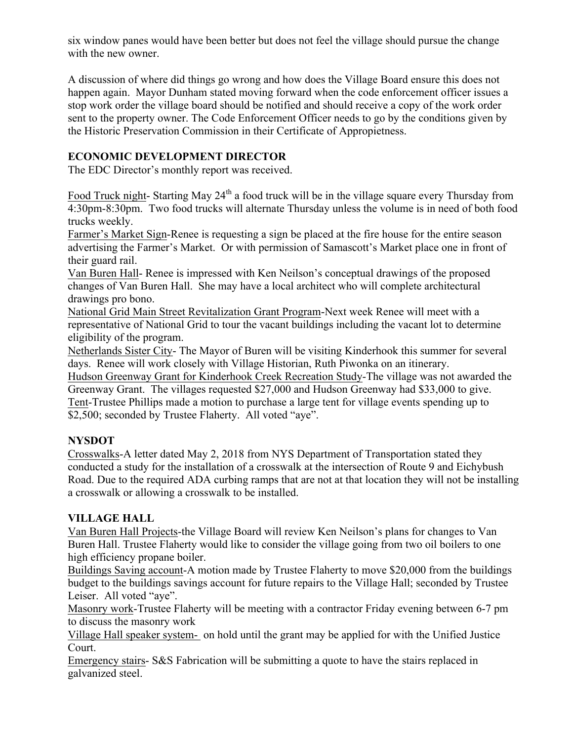six window panes would have been better but does not feel the village should pursue the change with the new owner.

A discussion of where did things go wrong and how does the Village Board ensure this does not happen again. Mayor Dunham stated moving forward when the code enforcement officer issues a stop work order the village board should be notified and should receive a copy of the work order sent to the property owner. The Code Enforcement Officer needs to go by the conditions given by the Historic Preservation Commission in their Certificate of Appropietness.

**ECONOMIC DEVELOPMENT DIRECTOR**

The EDC Director's monthly report was received.

Food Truck night- Starting May 24th a food truck will be in the village square every Thursday from 4:30pm-8:30pm. Two food trucks will alternate Thursday unless the volume is in need of both food trucks weekly.
Farmer's Market Sign-Renee is requesting a sign be placed at the fire house for the entire season advertising the Farmer's Market. Or with permission of Samascott's Market place one in front of their guard rail.
Van Buren Hall- Renee is impressed with Ken Neilson's conceptual drawings of the proposed changes of Van Buren Hall. She may have a local architect who will complete architectural drawings pro bono.
National Grid Main Street Revitalization Grant Program-Next week Renee will meet with a representative of National Grid to tour the vacant buildings including the vacant lot to determine eligibility of the program.
Netherlands Sister City- The Mayor of Buren will be visiting Kinderhook this summer for several days. Renee will work closely with Village Historian, Ruth Piwonka on an itinerary.
Hudson Greenway Grant for Kinderhook Creek Recreation Study-The village was not awarded the Greenway Grant. The villages requested $27,000 and Hudson Greenway had $33,000 to give.
Tent-Trustee Phillips made a motion to purchase a large tent for village events spending up to $2,500; seconded by Trustee Flaherty. All voted "aye".

**NYSDOT**

Crosswalks-A letter dated May 2, 2018 from NYS Department of Transportation stated they conducted a study for the installation of a crosswalk at the intersection of Route 9 and Eichybush Road. Due to the required ADA curbing ramps that are not at that location they will not be installing a crosswalk or allowing a crosswalk to be installed.

**VILLAGE HALL**

Van Buren Hall Projects-the Village Board will review Ken Neilson's plans for changes to Van Buren Hall. Trustee Flaherty would like to consider the village going from two oil boilers to one high efficiency propane boiler.
Buildings Saving account-A motion made by Trustee Flaherty to move $20,000 from the buildings budget to the buildings savings account for future repairs to the Village Hall; seconded by Trustee Leiser. All voted "aye".
Masonry work-Trustee Flaherty will be meeting with a contractor Friday evening between 6-7 pm to discuss the masonry work
Village Hall speaker system- on hold until the grant may be applied for with the Unified Justice Court.
Emergency stairs- S&S Fabrication will be submitting a quote to have the stairs replaced in galvanized steel.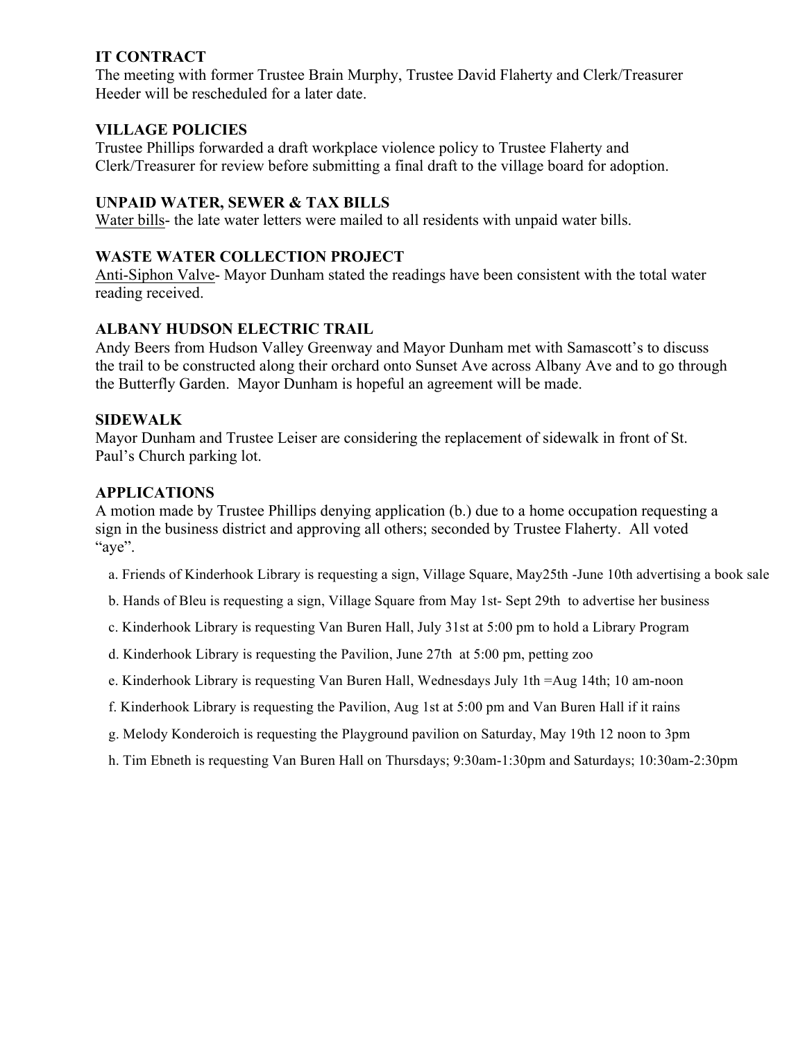**IT CONTRACT**
The meeting with former Trustee Brain Murphy, Trustee David Flaherty and Clerk/Treasurer Heeder will be rescheduled for a later date.

**VILLAGE POLICIES**
Trustee Phillips forwarded a draft workplace violence policy to Trustee Flaherty and Clerk/Treasurer for review before submitting a final draft to the village board for adoption.

**UNPAID WATER, SEWER & TAX BILLS**
Water bills- the late water letters were mailed to all residents with unpaid water bills.

**WASTE WATER COLLECTION PROJECT**
Anti-Siphon Valve- Mayor Dunham stated the readings have been consistent with the total water reading received.

**ALBANY HUDSON ELECTRIC TRAIL**
Andy Beers from Hudson Valley Greenway and Mayor Dunham met with Samascott's to discuss the trail to be constructed along their orchard onto Sunset Ave across Albany Ave and to go through the Butterfly Garden. Mayor Dunham is hopeful an agreement will be made.

**SIDEWALK**
Mayor Dunham and Trustee Leiser are considering the replacement of sidewalk in front of St. Paul's Church parking lot.

**APPLICATIONS**
A motion made by Trustee Phillips denying application (b.) due to a home occupation requesting a sign in the business district and approving all others; seconded by Trustee Flaherty. All voted "aye".

a. Friends of Kinderhook Library is requesting a sign, Village Square, May25th -June 10th advertising a book sale

b. Hands of Bleu is requesting a sign, Village Square from May 1st- Sept 29th to advertise her business

c. Kinderhook Library is requesting Van Buren Hall, July 31st at 5:00 pm to hold a Library Program

d. Kinderhook Library is requesting the Pavilion, June 27th at 5:00 pm, petting zoo

e. Kinderhook Library is requesting Van Buren Hall, Wednesdays July 1th =Aug 14th; 10 am-noon

f. Kinderhook Library is requesting the Pavilion, Aug 1st at 5:00 pm and Van Buren Hall if it rains

g. Melody Konderoich is requesting the Playground pavilion on Saturday, May 19th 12 noon to 3pm

h. Tim Ebneth is requesting Van Buren Hall on Thursdays; 9:30am-1:30pm and Saturdays; 10:30am-2:30pm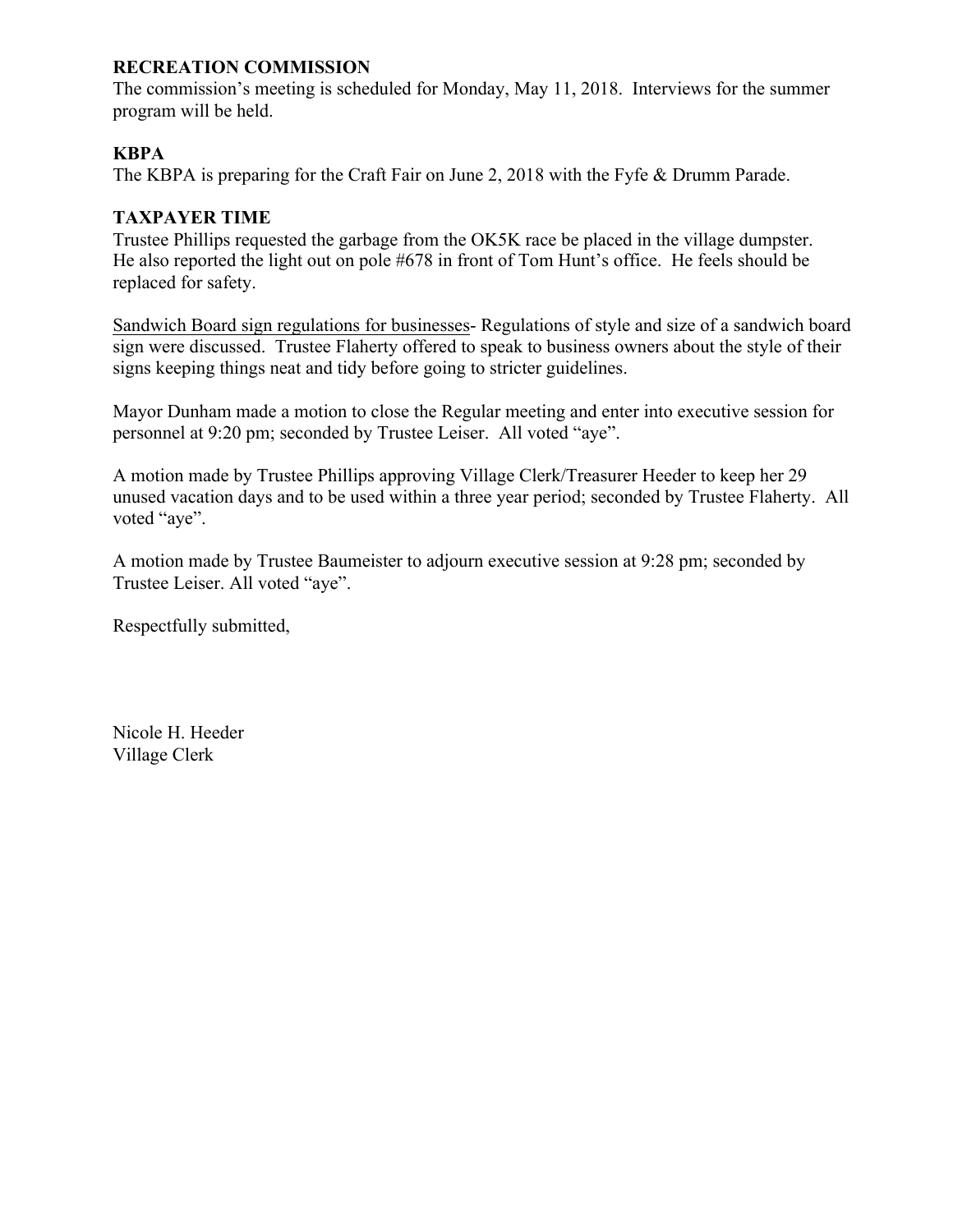**RECREATION COMMISSION**

The commission's meeting is scheduled for Monday, May 11, 2018. Interviews for the summer program will be held.

**KBPA**

The KBPA is preparing for the Craft Fair on June 2, 2018 with the Fyfe & Drumm Parade.

**TAXPAYER TIME**

Trustee Phillips requested the garbage from the OK5K race be placed in the village dumpster. He also reported the light out on pole #678 in front of Tom Hunt's office. He feels should be replaced for safety.

<u>Sandwich Board sign regulations for businesses</u>- Regulations of style and size of a sandwich board sign were discussed. Trustee Flaherty offered to speak to business owners about the style of their signs keeping things neat and tidy before going to stricter guidelines.

Mayor Dunham made a motion to close the Regular meeting and enter into executive session for personnel at 9:20 pm; seconded by Trustee Leiser. All voted "aye".

A motion made by Trustee Phillips approving Village Clerk/Treasurer Heeder to keep her 29 unused vacation days and to be used within a three year period; seconded by Trustee Flaherty. All voted "aye".

A motion made by Trustee Baumeister to adjourn executive session at 9:28 pm; seconded by Trustee Leiser. All voted "aye".

Respectfully submitted,

Nicole H. Heeder
Village Clerk